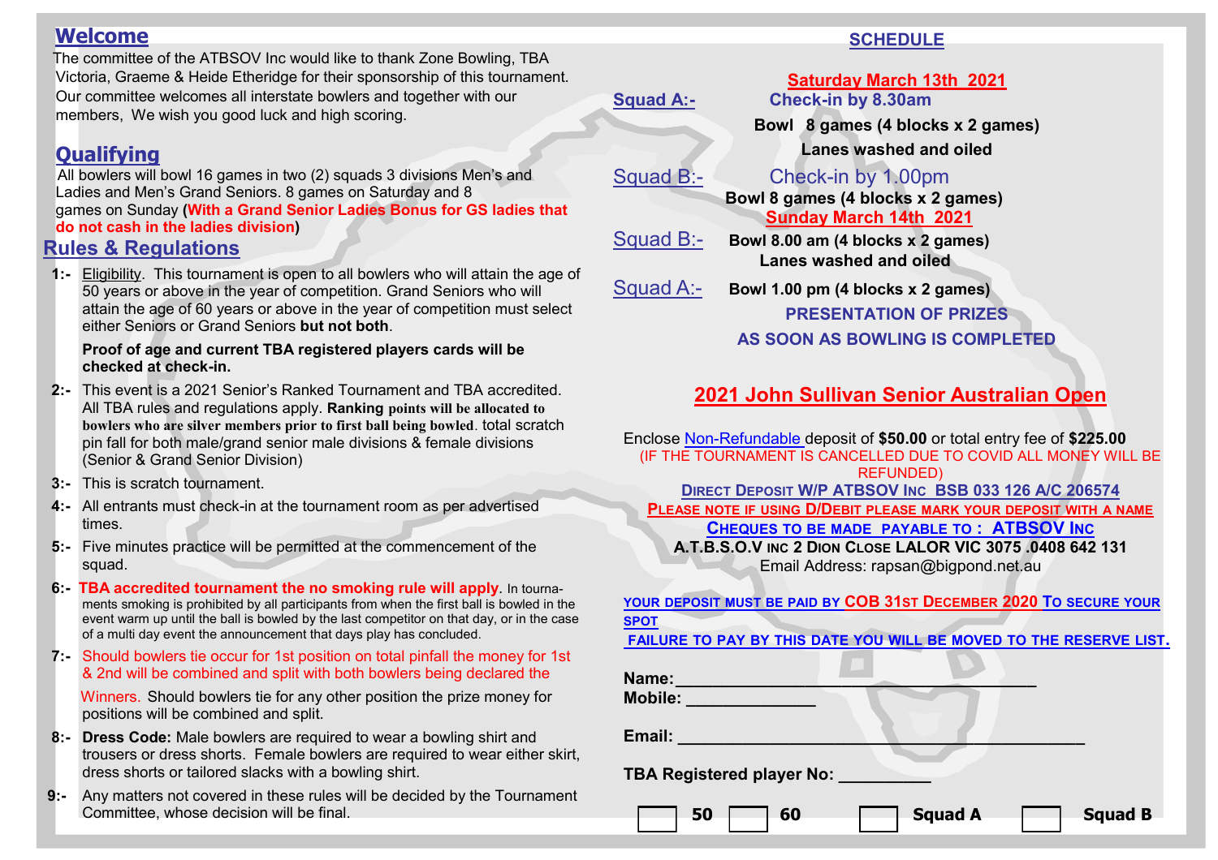## Welcome

The committee of the ATBSOV Inc would like to thank Zone Bowling, TBA Victoria, Graeme & Heide Etheridge for their sponsorship of this tournament. Our committee welcomes all interstate bowlers and together with our members, We wish you good luck and high scoring.

## Qualifying

All bowlers will bowl 16 games in two (2) squads 3 divisions Men's and Ladies and Men's Grand Seniors. 8 games on Saturday and 8 games on Sunday **(With a Grand Senior Ladies Bonus for GS ladies that do not cash in the ladies division)**

## Rules & Regulations

**1:-** Eligibility. This tournament is open to all bowlers who will attain the age of 50 years or above in the year of competition. Grand Seniors who will attain the age of 60 years or above in the year of competition must select either Seniors or Grand Seniors **but not both**.

**Proof of age and current TBA registered players cards will be checked at check-in.**

**2:-** This event is a 2021 Senior's Ranked Tournament and TBA accredited. All TBA rules and regulations apply. **Ranking points will be allocated to bowlers who are silver members prior to first ball being bowled**. total scratch pin fall for both male/grand senior male divisions & female divisions (Senior & Grand Senior Division)

**3:-** This is scratch tournament.

**4:-** All entrants must check-in at the tournament room as per advertised times.

**5:-** Five minutes practice will be permitted at the commencement of the squad.

**6:-** **TBA accredited tournament the no smoking rule will apply**. In tournaments smoking is prohibited by all participants from when the first ball is bowled in the event warm up until the ball is bowled by the last competitor on that day, or in the case of a multi day event the announcement that days play has concluded.

**7:-** Should bowlers tie occur for 1st position on total pinfall the money for 1st & 2nd will be combined and split with both bowlers being declared the Winners. Should bowlers tie for any other position the prize money for positions will be combined and split.

**8:-** **Dress Code:** Male bowlers are required to wear a bowling shirt and trousers or dress shorts. Female bowlers are required to wear either skirt, dress shorts or tailored slacks with a bowling shirt.

**9:-** Any matters not covered in these rules will be decided by the Tournament Committee, whose decision will be final.

## SCHEDULE

**Saturday March 13th 2021**

Squad A:- **Check-in by 8.30am**

**Bowl 8 games (4 blocks x 2 games)**

**Lanes washed and oiled**

Squad B:- Check-in by 1.00pm

**Bowl 8 games (4 blocks x 2 games)**

**Sunday March 14th 2021**

Squad B:- **Bowl 8.00 am (4 blocks x 2 games)**

**Lanes washed and oiled**

Squad A:- **Bowl 1.00 pm (4 blocks x 2 games)**

**PRESENTATION OF PRIZES**

**AS SOON AS BOWLING IS COMPLETED**

## 2021 John Sullivan Senior Australian Open

Enclose Non-Refundable deposit of **$50.00** or total entry fee of **$225.00**

(IF THE TOURNAMENT IS CANCELLED DUE TO COVID ALL MONEY WILL BE REFUNDED)

**DIRECT DEPOSIT W/P ATBSOV INC BSB 033 126 A/C 206574**

**PLEASE NOTE IF USING D/DEBIT PLEASE MARK YOUR DEPOSIT WITH A NAME**

**CHEQUES TO BE MADE PAYABLE TO : ATBSOV INC**

**A.T.B.S.O.V INC 2 DION CLOSE LALOR VIC 3075 .0408 642 131**

Email Address: rapsan@bigpond.net.au

**YOUR DEPOSIT MUST BE PAID BY COB 31ST DECEMBER 2020 TO SECURE YOUR SPOT**

**FAILURE TO PAY BY THIS DATE YOU WILL BE MOVED TO THE RESERVE LIST.**

**Name:** ______________________________________

**Mobile:** ______________

**Email:** ______________________________________________

**TBA Registered player No:** __________

☐ **50** ☐ **60** ☐ **Squad A** ☐ **Squad B**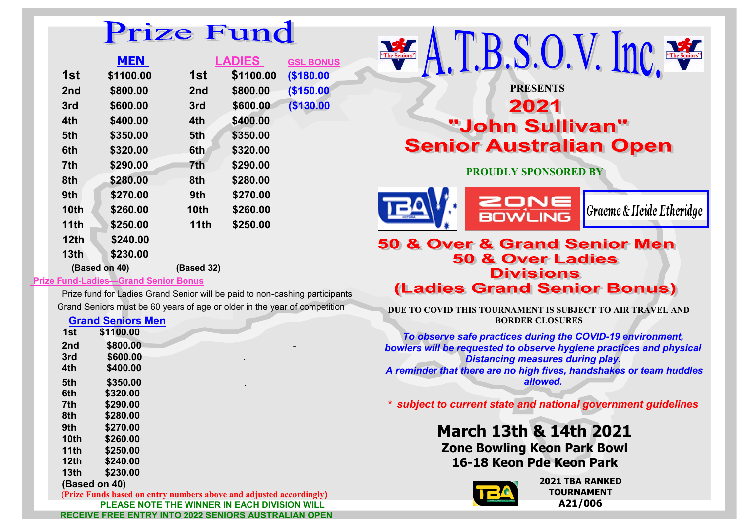# Prize Fund

| MEN | | LADIES | | GSL BONUS |
|---|---|---|---|---|
| 1st | $1100.00 | 1st | $1100.00 | ($180.00 |
| 2nd | $800.00 | 2nd | $800.00 | ($150.00 |
| 3rd | $600.00 | 3rd | $600.00 | ($130.00 |
| 4th | $400.00 | 4th | $400.00 | |
| 5th | $350.00 | 5th | $350.00 | |
| 6th | $320.00 | 6th | $320.00 | |
| 7th | $290.00 | 7th | $290.00 | |
| 8th | $280.00 | 8th | $280.00 | |
| 9th | $270.00 | 9th | $270.00 | |
| 10th | $260.00 | 10th | $260.00 | |
| 11th | $250.00 | 11th | $250.00 | |
| 12th | $240.00 | | | |
| 13th | $230.00 | | | |
| (Based on 40) | | (Based 32) | | |

**Prize Fund-Ladies—Grand Senior Bonus**

Prize fund for Ladies Grand Senior will be paid to non-cashing participants

Grand Seniors must be 60 years of age or older in the year of competition

**Grand Seniors Men**

| | |
|---|---|
| 1st | $1100.00 |
| 2nd | $800.00 |
| 3rd | $600.00 |
| 4th | $400.00 |
| 5th | $350.00 |
| 6th | $320.00 |
| 7th | $290.00 |
| 8th | $280.00 |
| 9th | $270.00 |
| 10th | $260.00 |
| 11th | $250.00 |
| 12th | $240.00 |
| 13th | $230.00 |

(Based on 40)

**(Prize Funds based on entry numbers above and adjusted accordingly)**

**PLEASE NOTE THE WINNER IN EACH DIVISION WILL RECEIVE FREE ENTRY INTO 2022 SENIORS AUSTRALIAN OPEN**

# A.T.B.S.O.V. Inc.

**PRESENTS**

## 2021 "John Sullivan" Senior Australian Open

**PROUDLY SPONSORED BY**

Graeme & Heide Etheridge

## 50 & Over & Grand Senior Men
## 50 & Over Ladies
## Divisions
## (Ladies Grand Senior Bonus)

**DUE TO COVID THIS TOURNAMENT IS SUBJECT TO AIR TRAVEL AND BORDER CLOSURES**

*To observe safe practices during the COVID-19 environment, bowlers will be requested to observe hygiene practices and physical Distancing measures during play.*

*A reminder that there are no high fives, handshakes or team huddles allowed.*

*\* subject to current state and national government guidelines*

## March 13th & 14th 2021

**Zone Bowling Keon Park Bowl**

**16-18 Keon Pde Keon Park**

**2021 TBA RANKED TOURNAMENT**

**A21/006**